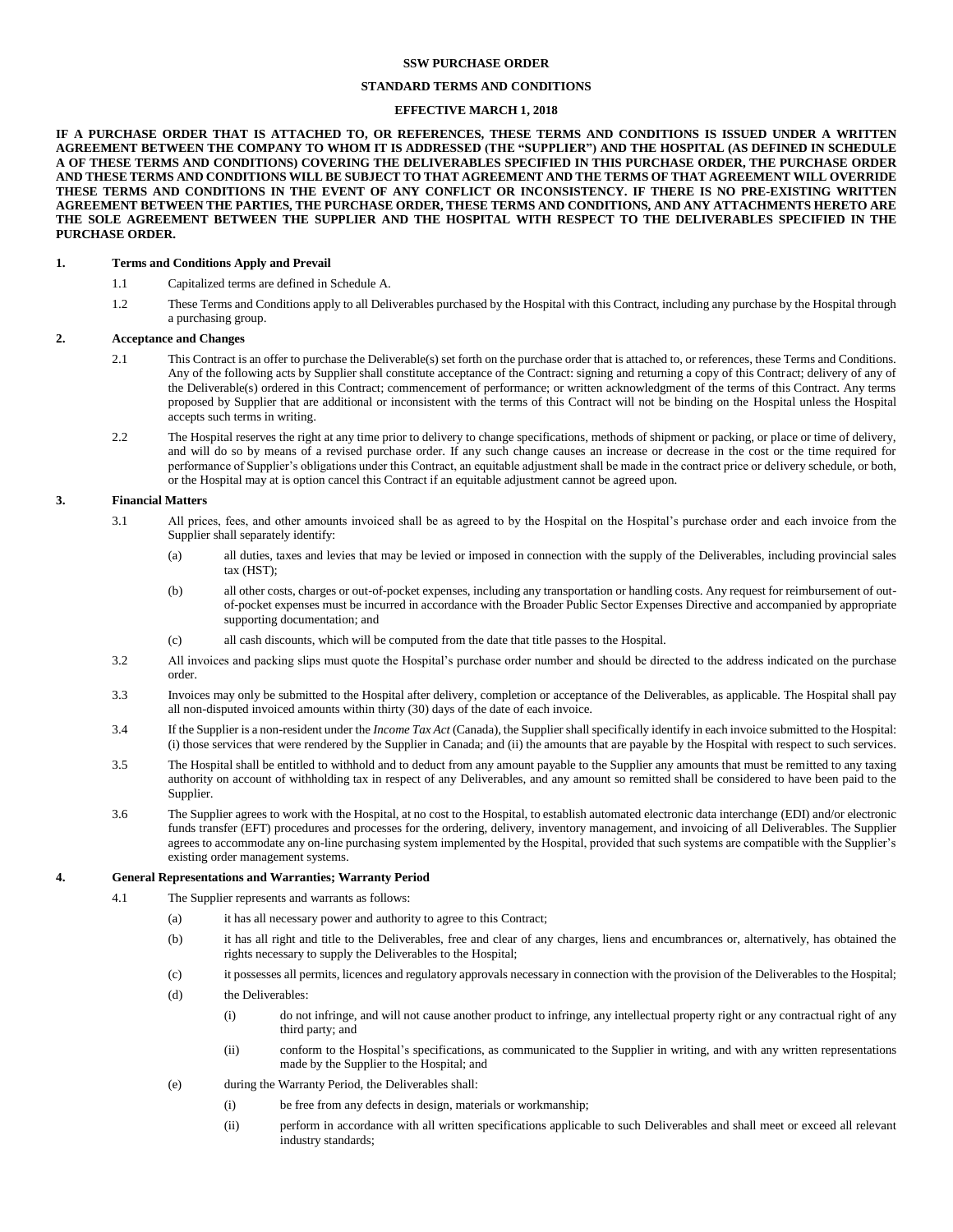**SSW PURCHASE ORDER**

**STANDARD TERMS AND CONDITIONS**

**EFFECTIVE MARCH 1, 2018**

**IF A PURCHASE ORDER THAT IS ATTACHED TO, OR REFERENCES, THESE TERMS AND CONDITIONS IS ISSUED UNDER A WRITTEN AGREEMENT BETWEEN THE COMPANY TO WHOM IT IS ADDRESSED (THE "SUPPLIER") AND THE HOSPITAL (AS DEFINED IN SCHEDULE A OF THESE TERMS AND CONDITIONS) COVERING THE DELIVERABLES SPECIFIED IN THIS PURCHASE ORDER, THE PURCHASE ORDER AND THESE TERMS AND CONDITIONS WILL BE SUBJECT TO THAT AGREEMENT AND THE TERMS OF THAT AGREEMENT WILL OVERRIDE THESE TERMS AND CONDITIONS IN THE EVENT OF ANY CONFLICT OR INCONSISTENCY. IF THERE IS NO PRE-EXISTING WRITTEN AGREEMENT BETWEEN THE PARTIES, THE PURCHASE ORDER, THESE TERMS AND CONDITIONS, AND ANY ATTACHMENTS HERETO ARE THE SOLE AGREEMENT BETWEEN THE SUPPLIER AND THE HOSPITAL WITH RESPECT TO THE DELIVERABLES SPECIFIED IN THE PURCHASE ORDER.**

## 1. Terms and Conditions Apply and Prevail

1.1 Capitalized terms are defined in Schedule A.

1.2 These Terms and Conditions apply to all Deliverables purchased by the Hospital with this Contract, including any purchase by the Hospital through a purchasing group.

## 2. Acceptance and Changes

2.1 This Contract is an offer to purchase the Deliverable(s) set forth on the purchase order that is attached to, or references, these Terms and Conditions. Any of the following acts by Supplier shall constitute acceptance of the Contract: signing and returning a copy of this Contract; delivery of any of the Deliverable(s) ordered in this Contract; commencement of performance; or written acknowledgment of the terms of this Contract. Any terms proposed by Supplier that are additional or inconsistent with the terms of this Contract will not be binding on the Hospital unless the Hospital accepts such terms in writing.

2.2 The Hospital reserves the right at any time prior to delivery to change specifications, methods of shipment or packing, or place or time of delivery, and will do so by means of a revised purchase order. If any such change causes an increase or decrease in the cost or the time required for performance of Supplier's obligations under this Contract, an equitable adjustment shall be made in the contract price or delivery schedule, or both, or the Hospital may at is option cancel this Contract if an equitable adjustment cannot be agreed upon.

## 3. Financial Matters

3.1 All prices, fees, and other amounts invoiced shall be as agreed to by the Hospital on the Hospital's purchase order and each invoice from the Supplier shall separately identify:

(a) all duties, taxes and levies that may be levied or imposed in connection with the supply of the Deliverables, including provincial sales tax (HST);

(b) all other costs, charges or out-of-pocket expenses, including any transportation or handling costs. Any request for reimbursement of out-of-pocket expenses must be incurred in accordance with the Broader Public Sector Expenses Directive and accompanied by appropriate supporting documentation; and

(c) all cash discounts, which will be computed from the date that title passes to the Hospital.

3.2 All invoices and packing slips must quote the Hospital's purchase order number and should be directed to the address indicated on the purchase order.

3.3 Invoices may only be submitted to the Hospital after delivery, completion or acceptance of the Deliverables, as applicable. The Hospital shall pay all non-disputed invoiced amounts within thirty (30) days of the date of each invoice.

3.4 If the Supplier is a non-resident under the *Income Tax Act* (Canada), the Supplier shall specifically identify in each invoice submitted to the Hospital: (i) those services that were rendered by the Supplier in Canada; and (ii) the amounts that are payable by the Hospital with respect to such services.

3.5 The Hospital shall be entitled to withhold and to deduct from any amount payable to the Supplier any amounts that must be remitted to any taxing authority on account of withholding tax in respect of any Deliverables, and any amount so remitted shall be considered to have been paid to the Supplier.

3.6 The Supplier agrees to work with the Hospital, at no cost to the Hospital, to establish automated electronic data interchange (EDI) and/or electronic funds transfer (EFT) procedures and processes for the ordering, delivery, inventory management, and invoicing of all Deliverables. The Supplier agrees to accommodate any on-line purchasing system implemented by the Hospital, provided that such systems are compatible with the Supplier's existing order management systems.

## 4. General Representations and Warranties; Warranty Period

4.1 The Supplier represents and warrants as follows:

(a) it has all necessary power and authority to agree to this Contract;

(b) it has all right and title to the Deliverables, free and clear of any charges, liens and encumbrances or, alternatively, has obtained the rights necessary to supply the Deliverables to the Hospital;

(c) it possesses all permits, licences and regulatory approvals necessary in connection with the provision of the Deliverables to the Hospital;

(d) the Deliverables:

(i) do not infringe, and will not cause another product to infringe, any intellectual property right or any contractual right of any third party; and

(ii) conform to the Hospital's specifications, as communicated to the Supplier in writing, and with any written representations made by the Supplier to the Hospital; and

(e) during the Warranty Period, the Deliverables shall:

(i) be free from any defects in design, materials or workmanship;

(ii) perform in accordance with all written specifications applicable to such Deliverables and shall meet or exceed all relevant industry standards;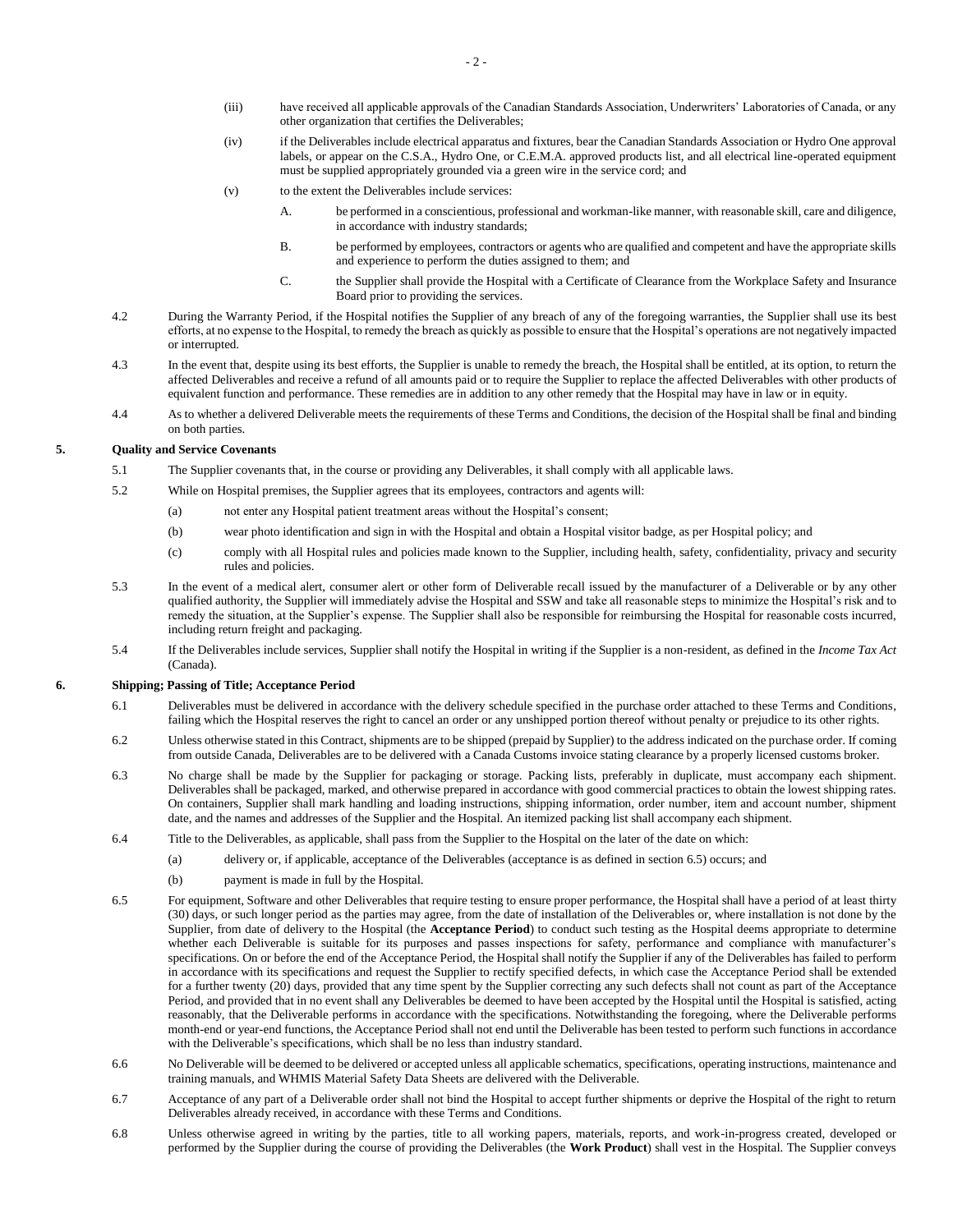(iii) have received all applicable approvals of the Canadian Standards Association, Underwriters' Laboratories of Canada, or any other organization that certifies the Deliverables;

(iv) if the Deliverables include electrical apparatus and fixtures, bear the Canadian Standards Association or Hydro One approval labels, or appear on the C.S.A., Hydro One, or C.E.M.A. approved products list, and all electrical line-operated equipment must be supplied appropriately grounded via a green wire in the service cord; and

(v) to the extent the Deliverables include services:

A. be performed in a conscientious, professional and workman-like manner, with reasonable skill, care and diligence, in accordance with industry standards;

B. be performed by employees, contractors or agents who are qualified and competent and have the appropriate skills and experience to perform the duties assigned to them; and

C. the Supplier shall provide the Hospital with a Certificate of Clearance from the Workplace Safety and Insurance Board prior to providing the services.

4.2 During the Warranty Period, if the Hospital notifies the Supplier of any breach of any of the foregoing warranties, the Supplier shall use its best efforts, at no expense to the Hospital, to remedy the breach as quickly as possible to ensure that the Hospital's operations are not negatively impacted or interrupted.

4.3 In the event that, despite using its best efforts, the Supplier is unable to remedy the breach, the Hospital shall be entitled, at its option, to return the affected Deliverables and receive a refund of all amounts paid or to require the Supplier to replace the affected Deliverables with other products of equivalent function and performance. These remedies are in addition to any other remedy that the Hospital may have in law or in equity.

4.4 As to whether a delivered Deliverable meets the requirements of these Terms and Conditions, the decision of the Hospital shall be final and binding on both parties.

## 5. Quality and Service Covenants

5.1 The Supplier covenants that, in the course or providing any Deliverables, it shall comply with all applicable laws.

5.2 While on Hospital premises, the Supplier agrees that its employees, contractors and agents will:

(a) not enter any Hospital patient treatment areas without the Hospital's consent;

(b) wear photo identification and sign in with the Hospital and obtain a Hospital visitor badge, as per Hospital policy; and

(c) comply with all Hospital rules and policies made known to the Supplier, including health, safety, confidentiality, privacy and security rules and policies.

5.3 In the event of a medical alert, consumer alert or other form of Deliverable recall issued by the manufacturer of a Deliverable or by any other qualified authority, the Supplier will immediately advise the Hospital and SSW and take all reasonable steps to minimize the Hospital's risk and to remedy the situation, at the Supplier's expense. The Supplier shall also be responsible for reimbursing the Hospital for reasonable costs incurred, including return freight and packaging.

5.4 If the Deliverables include services, Supplier shall notify the Hospital in writing if the Supplier is a non-resident, as defined in the *Income Tax Act* (Canada).

## 6. Shipping; Passing of Title; Acceptance Period

6.1 Deliverables must be delivered in accordance with the delivery schedule specified in the purchase order attached to these Terms and Conditions, failing which the Hospital reserves the right to cancel an order or any unshipped portion thereof without penalty or prejudice to its other rights.

6.2 Unless otherwise stated in this Contract, shipments are to be shipped (prepaid by Supplier) to the address indicated on the purchase order. If coming from outside Canada, Deliverables are to be delivered with a Canada Customs invoice stating clearance by a properly licensed customs broker.

6.3 No charge shall be made by the Supplier for packaging or storage. Packing lists, preferably in duplicate, must accompany each shipment. Deliverables shall be packaged, marked, and otherwise prepared in accordance with good commercial practices to obtain the lowest shipping rates. On containers, Supplier shall mark handling and loading instructions, shipping information, order number, item and account number, shipment date, and the names and addresses of the Supplier and the Hospital. An itemized packing list shall accompany each shipment.

6.4 Title to the Deliverables, as applicable, shall pass from the Supplier to the Hospital on the later of the date on which:

(a) delivery or, if applicable, acceptance of the Deliverables (acceptance is as defined in section 6.5) occurs; and

(b) payment is made in full by the Hospital.

6.5 For equipment, Software and other Deliverables that require testing to ensure proper performance, the Hospital shall have a period of at least thirty (30) days, or such longer period as the parties may agree, from the date of installation of the Deliverables or, where installation is not done by the Supplier, from date of delivery to the Hospital (the **Acceptance Period**) to conduct such testing as the Hospital deems appropriate to determine whether each Deliverable is suitable for its purposes and passes inspections for safety, performance and compliance with manufacturer's specifications. On or before the end of the Acceptance Period, the Hospital shall notify the Supplier if any of the Deliverables has failed to perform in accordance with its specifications and request the Supplier to rectify specified defects, in which case the Acceptance Period shall be extended for a further twenty (20) days, provided that any time spent by the Supplier correcting any such defects shall not count as part of the Acceptance Period, and provided that in no event shall any Deliverables be deemed to have been accepted by the Hospital until the Hospital is satisfied, acting reasonably, that the Deliverable performs in accordance with the specifications. Notwithstanding the foregoing, where the Deliverable performs month-end or year-end functions, the Acceptance Period shall not end until the Deliverable has been tested to perform such functions in accordance with the Deliverable's specifications, which shall be no less than industry standard.

6.6 No Deliverable will be deemed to be delivered or accepted unless all applicable schematics, specifications, operating instructions, maintenance and training manuals, and WHMIS Material Safety Data Sheets are delivered with the Deliverable.

6.7 Acceptance of any part of a Deliverable order shall not bind the Hospital to accept further shipments or deprive the Hospital of the right to return Deliverables already received, in accordance with these Terms and Conditions.

6.8 Unless otherwise agreed in writing by the parties, title to all working papers, materials, reports, and work-in-progress created, developed or performed by the Supplier during the course of providing the Deliverables (the **Work Product**) shall vest in the Hospital. The Supplier conveys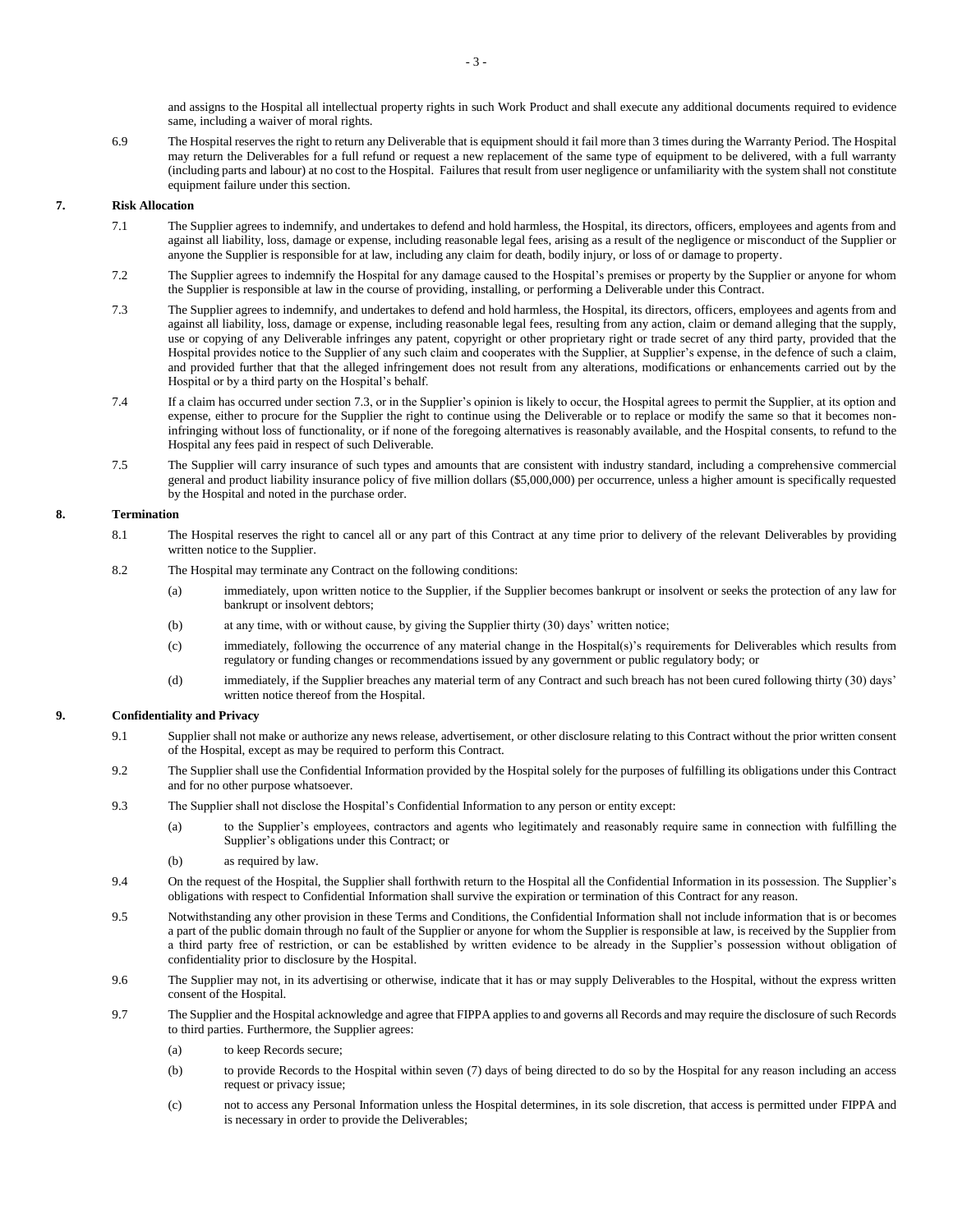and assigns to the Hospital all intellectual property rights in such Work Product and shall execute any additional documents required to evidence same, including a waiver of moral rights.

6.9 The Hospital reserves the right to return any Deliverable that is equipment should it fail more than 3 times during the Warranty Period. The Hospital may return the Deliverables for a full refund or request a new replacement of the same type of equipment to be delivered, with a full warranty (including parts and labour) at no cost to the Hospital. Failures that result from user negligence or unfamiliarity with the system shall not constitute equipment failure under this section.

## 7. Risk Allocation

7.1 The Supplier agrees to indemnify, and undertakes to defend and hold harmless, the Hospital, its directors, officers, employees and agents from and against all liability, loss, damage or expense, including reasonable legal fees, arising as a result of the negligence or misconduct of the Supplier or anyone the Supplier is responsible for at law, including any claim for death, bodily injury, or loss of or damage to property.

7.2 The Supplier agrees to indemnify the Hospital for any damage caused to the Hospital's premises or property by the Supplier or anyone for whom the Supplier is responsible at law in the course of providing, installing, or performing a Deliverable under this Contract.

7.3 The Supplier agrees to indemnify, and undertakes to defend and hold harmless, the Hospital, its directors, officers, employees and agents from and against all liability, loss, damage or expense, including reasonable legal fees, resulting from any action, claim or demand alleging that the supply, use or copying of any Deliverable infringes any patent, copyright or other proprietary right or trade secret of any third party, provided that the Hospital provides notice to the Supplier of any such claim and cooperates with the Supplier, at Supplier's expense, in the defence of such a claim, and provided further that that the alleged infringement does not result from any alterations, modifications or enhancements carried out by the Hospital or by a third party on the Hospital's behalf.

7.4 If a claim has occurred under section 7.3, or in the Supplier's opinion is likely to occur, the Hospital agrees to permit the Supplier, at its option and expense, either to procure for the Supplier the right to continue using the Deliverable or to replace or modify the same so that it becomes non-infringing without loss of functionality, or if none of the foregoing alternatives is reasonably available, and the Hospital consents, to refund to the Hospital any fees paid in respect of such Deliverable.

7.5 The Supplier will carry insurance of such types and amounts that are consistent with industry standard, including a comprehensive commercial general and product liability insurance policy of five million dollars ($5,000,000) per occurrence, unless a higher amount is specifically requested by the Hospital and noted in the purchase order.

## 8. Termination

8.1 The Hospital reserves the right to cancel all or any part of this Contract at any time prior to delivery of the relevant Deliverables by providing written notice to the Supplier.

8.2 The Hospital may terminate any Contract on the following conditions:

(a) immediately, upon written notice to the Supplier, if the Supplier becomes bankrupt or insolvent or seeks the protection of any law for bankrupt or insolvent debtors;

(b) at any time, with or without cause, by giving the Supplier thirty (30) days' written notice;

(c) immediately, following the occurrence of any material change in the Hospital(s)'s requirements for Deliverables which results from regulatory or funding changes or recommendations issued by any government or public regulatory body; or

(d) immediately, if the Supplier breaches any material term of any Contract and such breach has not been cured following thirty (30) days' written notice thereof from the Hospital.

## 9. Confidentiality and Privacy

9.1 Supplier shall not make or authorize any news release, advertisement, or other disclosure relating to this Contract without the prior written consent of the Hospital, except as may be required to perform this Contract.

9.2 The Supplier shall use the Confidential Information provided by the Hospital solely for the purposes of fulfilling its obligations under this Contract and for no other purpose whatsoever.

9.3 The Supplier shall not disclose the Hospital's Confidential Information to any person or entity except:

(a) to the Supplier's employees, contractors and agents who legitimately and reasonably require same in connection with fulfilling the Supplier's obligations under this Contract; or

(b) as required by law.

9.4 On the request of the Hospital, the Supplier shall forthwith return to the Hospital all the Confidential Information in its possession. The Supplier's obligations with respect to Confidential Information shall survive the expiration or termination of this Contract for any reason.

9.5 Notwithstanding any other provision in these Terms and Conditions, the Confidential Information shall not include information that is or becomes a part of the public domain through no fault of the Supplier or anyone for whom the Supplier is responsible at law, is received by the Supplier from a third party free of restriction, or can be established by written evidence to be already in the Supplier's possession without obligation of confidentiality prior to disclosure by the Hospital.

9.6 The Supplier may not, in its advertising or otherwise, indicate that it has or may supply Deliverables to the Hospital, without the express written consent of the Hospital.

9.7 The Supplier and the Hospital acknowledge and agree that FIPPA applies to and governs all Records and may require the disclosure of such Records to third parties. Furthermore, the Supplier agrees:

(a) to keep Records secure;

(b) to provide Records to the Hospital within seven (7) days of being directed to do so by the Hospital for any reason including an access request or privacy issue;

(c) not to access any Personal Information unless the Hospital determines, in its sole discretion, that access is permitted under FIPPA and is necessary in order to provide the Deliverables;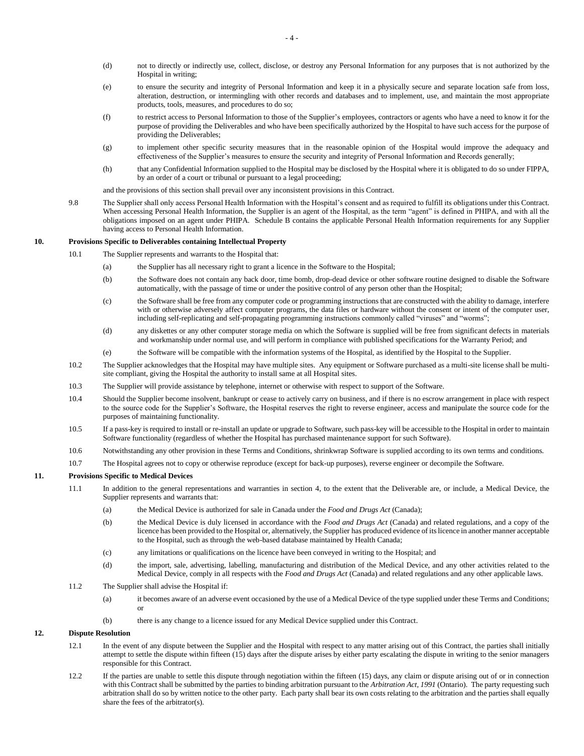(d) not to directly or indirectly use, collect, disclose, or destroy any Personal Information for any purposes that is not authorized by the Hospital in writing;

(e) to ensure the security and integrity of Personal Information and keep it in a physically secure and separate location safe from loss, alteration, destruction, or intermingling with other records and databases and to implement, use, and maintain the most appropriate products, tools, measures, and procedures to do so;

(f) to restrict access to Personal Information to those of the Supplier's employees, contractors or agents who have a need to know it for the purpose of providing the Deliverables and who have been specifically authorized by the Hospital to have such access for the purpose of providing the Deliverables;

(g) to implement other specific security measures that in the reasonable opinion of the Hospital would improve the adequacy and effectiveness of the Supplier's measures to ensure the security and integrity of Personal Information and Records generally;

(h) that any Confidential Information supplied to the Hospital may be disclosed by the Hospital where it is obligated to do so under FIPPA, by an order of a court or tribunal or pursuant to a legal proceeding;

and the provisions of this section shall prevail over any inconsistent provisions in this Contract.

9.8 The Supplier shall only access Personal Health Information with the Hospital's consent and as required to fulfill its obligations under this Contract. When accessing Personal Health Information, the Supplier is an agent of the Hospital, as the term "agent" is defined in PHIPA, and with all the obligations imposed on an agent under PHIPA. Schedule B contains the applicable Personal Health Information requirements for any Supplier having access to Personal Health Information.

## 10. Provisions Specific to Deliverables containing Intellectual Property

10.1 The Supplier represents and warrants to the Hospital that:

(a) the Supplier has all necessary right to grant a licence in the Software to the Hospital;

(b) the Software does not contain any back door, time bomb, drop-dead device or other software routine designed to disable the Software automatically, with the passage of time or under the positive control of any person other than the Hospital;

(c) the Software shall be free from any computer code or programming instructions that are constructed with the ability to damage, interfere with or otherwise adversely affect computer programs, the data files or hardware without the consent or intent of the computer user, including self-replicating and self-propagating programming instructions commonly called "viruses" and "worms";

(d) any diskettes or any other computer storage media on which the Software is supplied will be free from significant defects in materials and workmanship under normal use, and will perform in compliance with published specifications for the Warranty Period; and

(e) the Software will be compatible with the information systems of the Hospital, as identified by the Hospital to the Supplier.

10.2 The Supplier acknowledges that the Hospital may have multiple sites. Any equipment or Software purchased as a multi-site license shall be multi-site compliant, giving the Hospital the authority to install same at all Hospital sites.

10.3 The Supplier will provide assistance by telephone, internet or otherwise with respect to support of the Software.

10.4 Should the Supplier become insolvent, bankrupt or cease to actively carry on business, and if there is no escrow arrangement in place with respect to the source code for the Supplier's Software, the Hospital reserves the right to reverse engineer, access and manipulate the source code for the purposes of maintaining functionality.

10.5 If a pass-key is required to install or re-install an update or upgrade to Software, such pass-key will be accessible to the Hospital in order to maintain Software functionality (regardless of whether the Hospital has purchased maintenance support for such Software).

10.6 Notwithstanding any other provision in these Terms and Conditions, shrinkwrap Software is supplied according to its own terms and conditions.

10.7 The Hospital agrees not to copy or otherwise reproduce (except for back-up purposes), reverse engineer or decompile the Software.

## 11. Provisions Specific to Medical Devices

11.1 In addition to the general representations and warranties in section 4, to the extent that the Deliverable are, or include, a Medical Device, the Supplier represents and warrants that:

(a) the Medical Device is authorized for sale in Canada under the *Food and Drugs Act* (Canada);

(b) the Medical Device is duly licensed in accordance with the *Food and Drugs Act* (Canada) and related regulations, and a copy of the licence has been provided to the Hospital or, alternatively, the Supplier has produced evidence of its licence in another manner acceptable to the Hospital, such as through the web-based database maintained by Health Canada;

(c) any limitations or qualifications on the licence have been conveyed in writing to the Hospital; and

(d) the import, sale, advertising, labelling, manufacturing and distribution of the Medical Device, and any other activities related to the Medical Device, comply in all respects with the *Food and Drugs Act* (Canada) and related regulations and any other applicable laws.

11.2 The Supplier shall advise the Hospital if:

(a) it becomes aware of an adverse event occasioned by the use of a Medical Device of the type supplied under these Terms and Conditions; or

(b) there is any change to a licence issued for any Medical Device supplied under this Contract.

## 12. Dispute Resolution

12.1 In the event of any dispute between the Supplier and the Hospital with respect to any matter arising out of this Contract, the parties shall initially attempt to settle the dispute within fifteen (15) days after the dispute arises by either party escalating the dispute in writing to the senior managers responsible for this Contract.

12.2 If the parties are unable to settle this dispute through negotiation within the fifteen (15) days, any claim or dispute arising out of or in connection with this Contract shall be submitted by the parties to binding arbitration pursuant to the *Arbitration Act, 1991* (Ontario). The party requesting such arbitration shall do so by written notice to the other party. Each party shall bear its own costs relating to the arbitration and the parties shall equally share the fees of the arbitrator(s).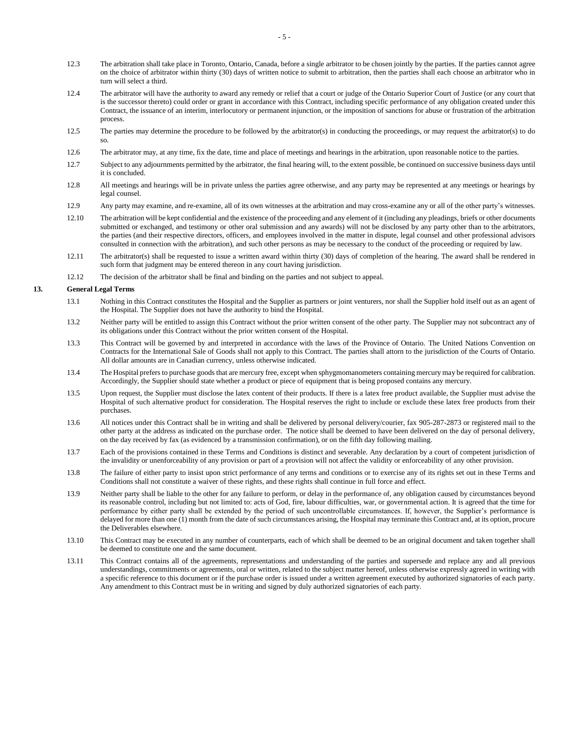12.3 The arbitration shall take place in Toronto, Ontario, Canada, before a single arbitrator to be chosen jointly by the parties. If the parties cannot agree on the choice of arbitrator within thirty (30) days of written notice to submit to arbitration, then the parties shall each choose an arbitrator who in turn will select a third.

12.4 The arbitrator will have the authority to award any remedy or relief that a court or judge of the Ontario Superior Court of Justice (or any court that is the successor thereto) could order or grant in accordance with this Contract, including specific performance of any obligation created under this Contract, the issuance of an interim, interlocutory or permanent injunction, or the imposition of sanctions for abuse or frustration of the arbitration process.

12.5 The parties may determine the procedure to be followed by the arbitrator(s) in conducting the proceedings, or may request the arbitrator(s) to do so.

12.6 The arbitrator may, at any time, fix the date, time and place of meetings and hearings in the arbitration, upon reasonable notice to the parties.

12.7 Subject to any adjournments permitted by the arbitrator, the final hearing will, to the extent possible, be continued on successive business days until it is concluded.

12.8 All meetings and hearings will be in private unless the parties agree otherwise, and any party may be represented at any meetings or hearings by legal counsel.

12.9 Any party may examine, and re-examine, all of its own witnesses at the arbitration and may cross-examine any or all of the other party's witnesses.

12.10 The arbitration will be kept confidential and the existence of the proceeding and any element of it (including any pleadings, briefs or other documents submitted or exchanged, and testimony or other oral submission and any awards) will not be disclosed by any party other than to the arbitrators, the parties (and their respective directors, officers, and employees involved in the matter in dispute, legal counsel and other professional advisors consulted in connection with the arbitration), and such other persons as may be necessary to the conduct of the proceeding or required by law.

12.11 The arbitrator(s) shall be requested to issue a written award within thirty (30) days of completion of the hearing. The award shall be rendered in such form that judgment may be entered thereon in any court having jurisdiction.

12.12 The decision of the arbitrator shall be final and binding on the parties and not subject to appeal.

**13. General Legal Terms**

13.1 Nothing in this Contract constitutes the Hospital and the Supplier as partners or joint venturers, nor shall the Supplier hold itself out as an agent of the Hospital. The Supplier does not have the authority to bind the Hospital.

13.2 Neither party will be entitled to assign this Contract without the prior written consent of the other party. The Supplier may not subcontract any of its obligations under this Contract without the prior written consent of the Hospital.

13.3 This Contract will be governed by and interpreted in accordance with the laws of the Province of Ontario. The United Nations Convention on Contracts for the International Sale of Goods shall not apply to this Contract. The parties shall attorn to the jurisdiction of the Courts of Ontario. All dollar amounts are in Canadian currency, unless otherwise indicated.

13.4 The Hospital prefers to purchase goods that are mercury free, except when sphygmomanometers containing mercury may be required for calibration. Accordingly, the Supplier should state whether a product or piece of equipment that is being proposed contains any mercury.

13.5 Upon request, the Supplier must disclose the latex content of their products. If there is a latex free product available, the Supplier must advise the Hospital of such alternative product for consideration. The Hospital reserves the right to include or exclude these latex free products from their purchases.

13.6 All notices under this Contract shall be in writing and shall be delivered by personal delivery/courier, fax 905-287-2873 or registered mail to the other party at the address as indicated on the purchase order. The notice shall be deemed to have been delivered on the day of personal delivery, on the day received by fax (as evidenced by a transmission confirmation), or on the fifth day following mailing.

13.7 Each of the provisions contained in these Terms and Conditions is distinct and severable. Any declaration by a court of competent jurisdiction of the invalidity or unenforceability of any provision or part of a provision will not affect the validity or enforceability of any other provision.

13.8 The failure of either party to insist upon strict performance of any terms and conditions or to exercise any of its rights set out in these Terms and Conditions shall not constitute a waiver of these rights, and these rights shall continue in full force and effect.

13.9 Neither party shall be liable to the other for any failure to perform, or delay in the performance of, any obligation caused by circumstances beyond its reasonable control, including but not limited to: acts of God, fire, labour difficulties, war, or governmental action. It is agreed that the time for performance by either party shall be extended by the period of such uncontrollable circumstances. If, however, the Supplier's performance is delayed for more than one (1) month from the date of such circumstances arising, the Hospital may terminate this Contract and, at its option, procure the Deliverables elsewhere.

13.10 This Contract may be executed in any number of counterparts, each of which shall be deemed to be an original document and taken together shall be deemed to constitute one and the same document.

13.11 This Contract contains all of the agreements, representations and understanding of the parties and supersede and replace any and all previous understandings, commitments or agreements, oral or written, related to the subject matter hereof, unless otherwise expressly agreed in writing with a specific reference to this document or if the purchase order is issued under a written agreement executed by authorized signatories of each party. Any amendment to this Contract must be in writing and signed by duly authorized signatories of each party.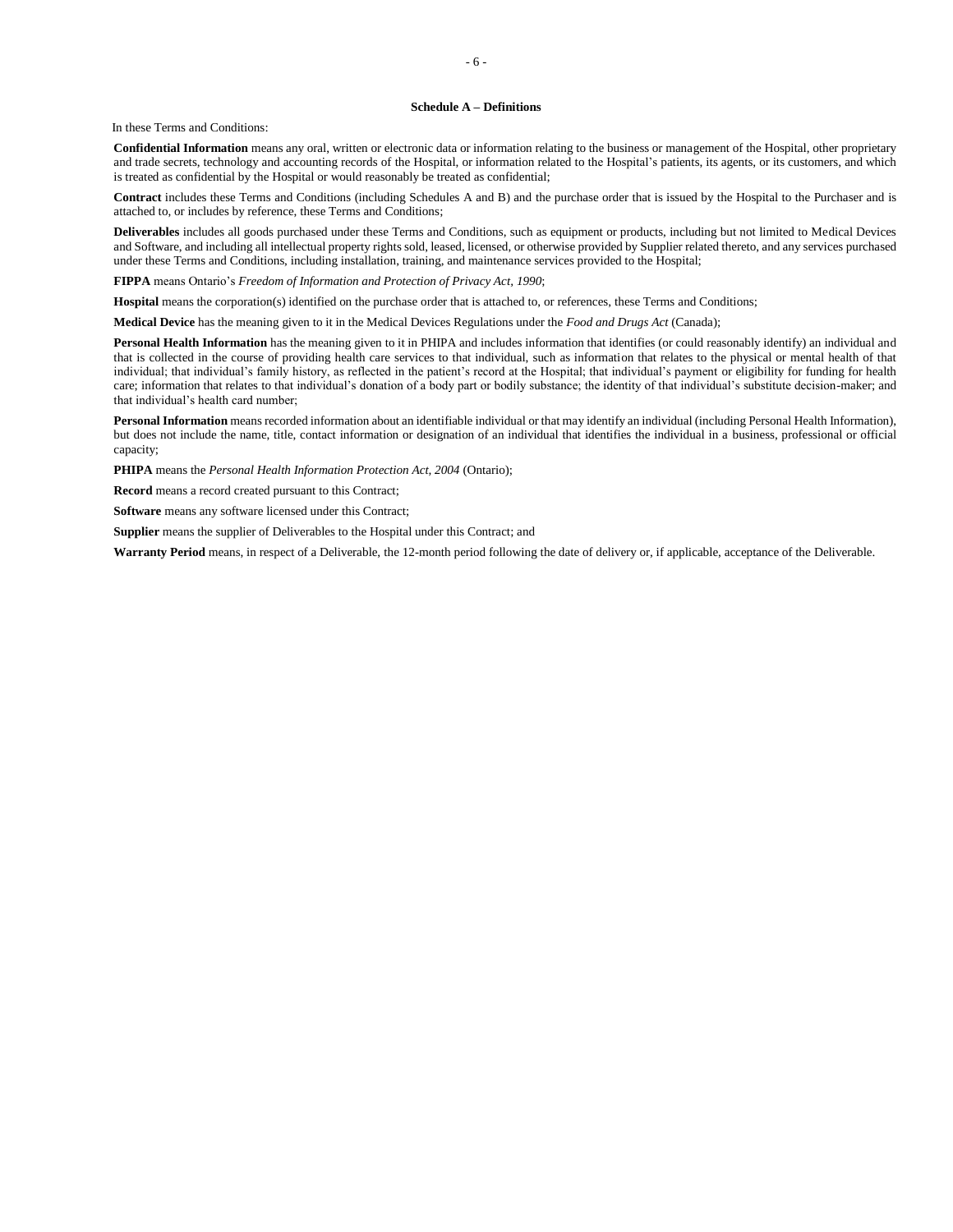## Schedule A – Definitions

In these Terms and Conditions:

**Confidential Information** means any oral, written or electronic data or information relating to the business or management of the Hospital, other proprietary and trade secrets, technology and accounting records of the Hospital, or information related to the Hospital's patients, its agents, or its customers, and which is treated as confidential by the Hospital or would reasonably be treated as confidential;

**Contract** includes these Terms and Conditions (including Schedules A and B) and the purchase order that is issued by the Hospital to the Purchaser and is attached to, or includes by reference, these Terms and Conditions;

**Deliverables** includes all goods purchased under these Terms and Conditions, such as equipment or products, including but not limited to Medical Devices and Software, and including all intellectual property rights sold, leased, licensed, or otherwise provided by Supplier related thereto, and any services purchased under these Terms and Conditions, including installation, training, and maintenance services provided to the Hospital;

**FIPPA** means Ontario's *Freedom of Information and Protection of Privacy Act, 1990*;

**Hospital** means the corporation(s) identified on the purchase order that is attached to, or references, these Terms and Conditions;

**Medical Device** has the meaning given to it in the Medical Devices Regulations under the *Food and Drugs Act* (Canada);

**Personal Health Information** has the meaning given to it in PHIPA and includes information that identifies (or could reasonably identify) an individual and that is collected in the course of providing health care services to that individual, such as information that relates to the physical or mental health of that individual; that individual's family history, as reflected in the patient's record at the Hospital; that individual's payment or eligibility for funding for health care; information that relates to that individual's donation of a body part or bodily substance; the identity of that individual's substitute decision-maker; and that individual's health card number;

**Personal Information** means recorded information about an identifiable individual or that may identify an individual (including Personal Health Information), but does not include the name, title, contact information or designation of an individual that identifies the individual in a business, professional or official capacity;

**PHIPA** means the *Personal Health Information Protection Act, 2004* (Ontario);

**Record** means a record created pursuant to this Contract;

**Software** means any software licensed under this Contract;

**Supplier** means the supplier of Deliverables to the Hospital under this Contract; and

**Warranty Period** means, in respect of a Deliverable, the 12-month period following the date of delivery or, if applicable, acceptance of the Deliverable.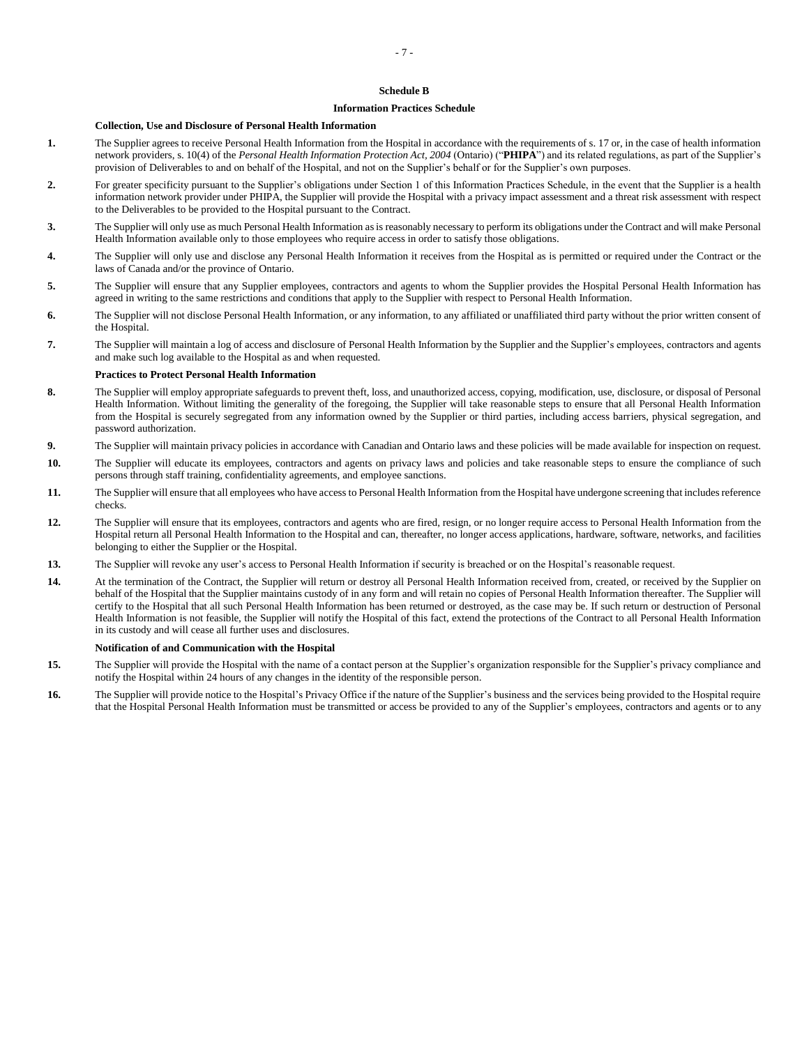## Schedule B

## Information Practices Schedule

### Collection, Use and Disclosure of Personal Health Information

**1.** The Supplier agrees to receive Personal Health Information from the Hospital in accordance with the requirements of s. 17 or, in the case of health information network providers, s. 10(4) of the *Personal Health Information Protection Act, 2004* (Ontario) ("**PHIPA**") and its related regulations, as part of the Supplier's provision of Deliverables to and on behalf of the Hospital, and not on the Supplier's behalf or for the Supplier's own purposes.

**2.** For greater specificity pursuant to the Supplier's obligations under Section 1 of this Information Practices Schedule, in the event that the Supplier is a health information network provider under PHIPA, the Supplier will provide the Hospital with a privacy impact assessment and a threat risk assessment with respect to the Deliverables to be provided to the Hospital pursuant to the Contract.

**3.** The Supplier will only use as much Personal Health Information as is reasonably necessary to perform its obligations under the Contract and will make Personal Health Information available only to those employees who require access in order to satisfy those obligations.

**4.** The Supplier will only use and disclose any Personal Health Information it receives from the Hospital as is permitted or required under the Contract or the laws of Canada and/or the province of Ontario.

**5.** The Supplier will ensure that any Supplier employees, contractors and agents to whom the Supplier provides the Hospital Personal Health Information has agreed in writing to the same restrictions and conditions that apply to the Supplier with respect to Personal Health Information.

**6.** The Supplier will not disclose Personal Health Information, or any information, to any affiliated or unaffiliated third party without the prior written consent of the Hospital.

**7.** The Supplier will maintain a log of access and disclosure of Personal Health Information by the Supplier and the Supplier's employees, contractors and agents and make such log available to the Hospital as and when requested.

### Practices to Protect Personal Health Information

**8.** The Supplier will employ appropriate safeguards to prevent theft, loss, and unauthorized access, copying, modification, use, disclosure, or disposal of Personal Health Information. Without limiting the generality of the foregoing, the Supplier will take reasonable steps to ensure that all Personal Health Information from the Hospital is securely segregated from any information owned by the Supplier or third parties, including access barriers, physical segregation, and password authorization.

**9.** The Supplier will maintain privacy policies in accordance with Canadian and Ontario laws and these policies will be made available for inspection on request.

**10.** The Supplier will educate its employees, contractors and agents on privacy laws and policies and take reasonable steps to ensure the compliance of such persons through staff training, confidentiality agreements, and employee sanctions.

**11.** The Supplier will ensure that all employees who have access to Personal Health Information from the Hospital have undergone screening that includes reference checks.

**12.** The Supplier will ensure that its employees, contractors and agents who are fired, resign, or no longer require access to Personal Health Information from the Hospital return all Personal Health Information to the Hospital and can, thereafter, no longer access applications, hardware, software, networks, and facilities belonging to either the Supplier or the Hospital.

**13.** The Supplier will revoke any user's access to Personal Health Information if security is breached or on the Hospital's reasonable request.

**14.** At the termination of the Contract, the Supplier will return or destroy all Personal Health Information received from, created, or received by the Supplier on behalf of the Hospital that the Supplier maintains custody of in any form and will retain no copies of Personal Health Information thereafter. The Supplier will certify to the Hospital that all such Personal Health Information has been returned or destroyed, as the case may be. If such return or destruction of Personal Health Information is not feasible, the Supplier will notify the Hospital of this fact, extend the protections of the Contract to all Personal Health Information in its custody and will cease all further uses and disclosures.

### Notification of and Communication with the Hospital

**15.** The Supplier will provide the Hospital with the name of a contact person at the Supplier's organization responsible for the Supplier's privacy compliance and notify the Hospital within 24 hours of any changes in the identity of the responsible person.

**16.** The Supplier will provide notice to the Hospital's Privacy Office if the nature of the Supplier's business and the services being provided to the Hospital require that the Hospital Personal Health Information must be transmitted or access be provided to any of the Supplier's employees, contractors and agents or to any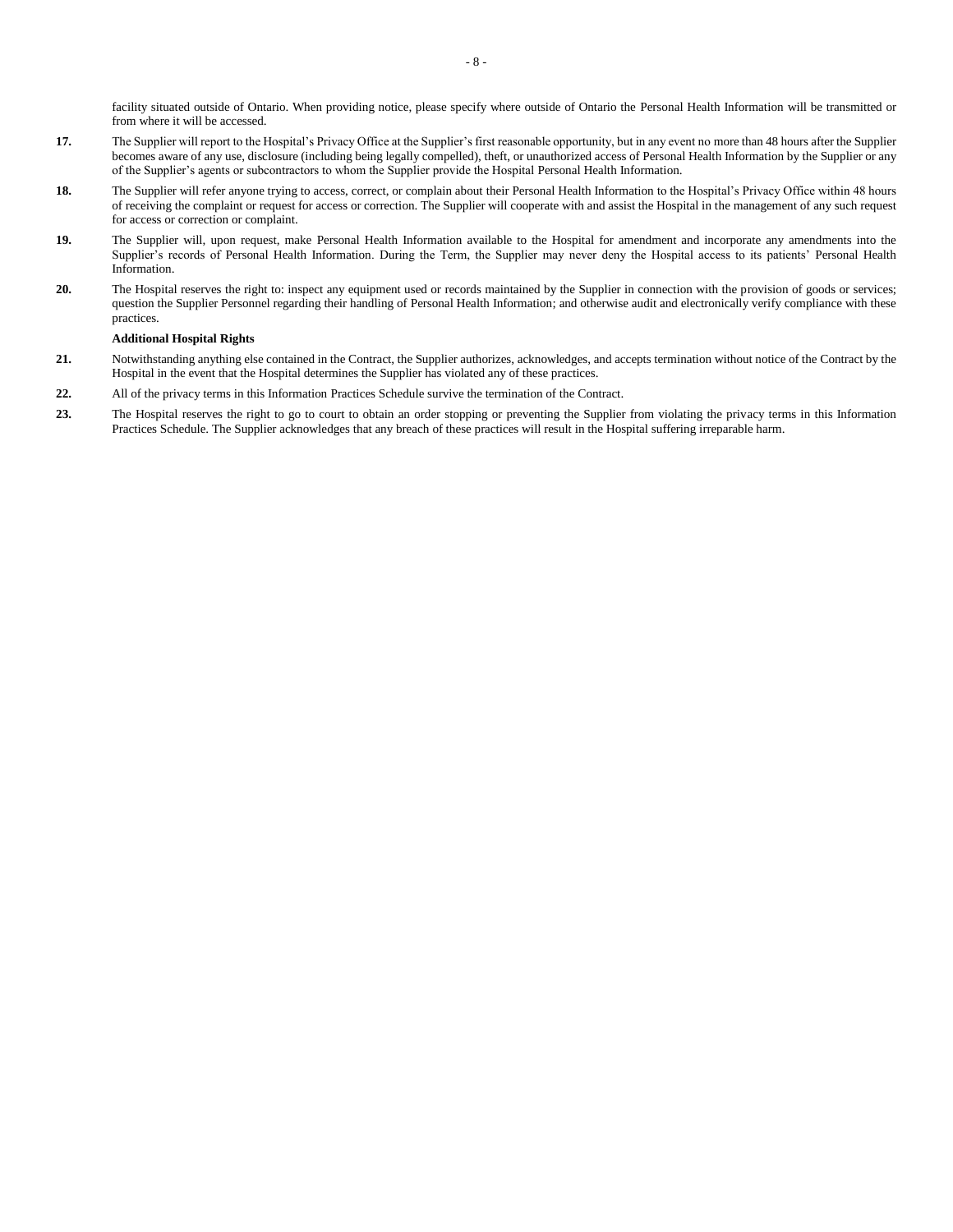facility situated outside of Ontario. When providing notice, please specify where outside of Ontario the Personal Health Information will be transmitted or from where it will be accessed.

**17.** The Supplier will report to the Hospital's Privacy Office at the Supplier's first reasonable opportunity, but in any event no more than 48 hours after the Supplier becomes aware of any use, disclosure (including being legally compelled), theft, or unauthorized access of Personal Health Information by the Supplier or any of the Supplier's agents or subcontractors to whom the Supplier provide the Hospital Personal Health Information.

**18.** The Supplier will refer anyone trying to access, correct, or complain about their Personal Health Information to the Hospital's Privacy Office within 48 hours of receiving the complaint or request for access or correction. The Supplier will cooperate with and assist the Hospital in the management of any such request for access or correction or complaint.

**19.** The Supplier will, upon request, make Personal Health Information available to the Hospital for amendment and incorporate any amendments into the Supplier's records of Personal Health Information. During the Term, the Supplier may never deny the Hospital access to its patients' Personal Health Information.

**20.** The Hospital reserves the right to: inspect any equipment used or records maintained by the Supplier in connection with the provision of goods or services; question the Supplier Personnel regarding their handling of Personal Health Information; and otherwise audit and electronically verify compliance with these practices.

**Additional Hospital Rights**

**21.** Notwithstanding anything else contained in the Contract, the Supplier authorizes, acknowledges, and accepts termination without notice of the Contract by the Hospital in the event that the Hospital determines the Supplier has violated any of these practices.

**22.** All of the privacy terms in this Information Practices Schedule survive the termination of the Contract.

**23.** The Hospital reserves the right to go to court to obtain an order stopping or preventing the Supplier from violating the privacy terms in this Information Practices Schedule. The Supplier acknowledges that any breach of these practices will result in the Hospital suffering irreparable harm.